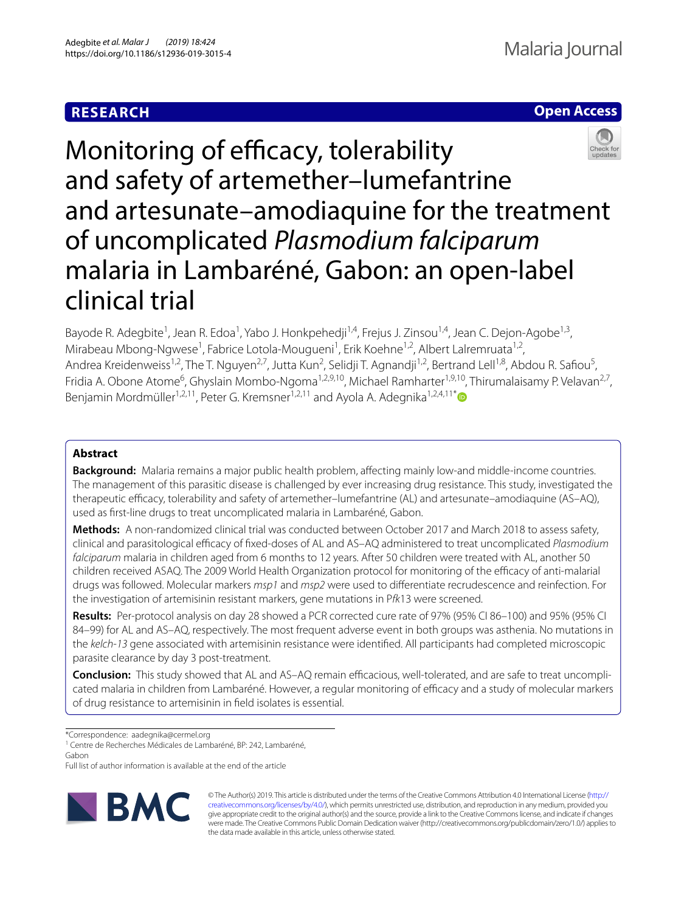**RESEARCH** **Open Access**

# Monitoring of efficacy, tolerability and safety of artemether–lumefantrine and artesunate–amodiaquine for the treatment of uncomplicated *Plasmodium falciparum* malaria in Lambaréné, Gabon: an open-label clinical trial

Bayode R. Adegbite[1], Jean R. Edoa[1], Yabo J. Honkpehedji[1,4], Frejus J. Zinsou[1,4], Jean C. Dejon-Agobe[1,3], Mirabeau Mbong-Ngwese[1], Fabrice Lotola-Mougueni[1], Erik Koehne[1,2], Albert Lalremruata[1,2], Andrea Kreidenweiss[1,2], The T. Nguyen[2,7], Jutta Kun[2], Selidji T. Agnandji[1,2], Bertrand Lell[1,8], Abdou R. Safiou[5], Fridia A. Obone Atome[6], Ghyslain Mombo-Ngoma[1,2,9,10], Michael Ramharter[1,9,10], Thirumalaisamy P. Velavan[2,7], Benjamin Mordmüller[1,2,11], Peter G. Kremsner[1,2,11] and Ayola A. Adegnika[1,2,4,11*]

## Abstract

**Background:** Malaria remains a major public health problem, affecting mainly low-and middle-income countries. The management of this parasitic disease is challenged by ever increasing drug resistance. This study, investigated the therapeutic efficacy, tolerability and safety of artemether–lumefantrine (AL) and artesunate–amodiaquine (AS–AQ), used as first-line drugs to treat uncomplicated malaria in Lambaréné, Gabon.

**Methods:** A non-randomized clinical trial was conducted between October 2017 and March 2018 to assess safety, clinical and parasitological efficacy of fixed-doses of AL and AS–AQ administered to treat uncomplicated *Plasmodium falciparum* malaria in children aged from 6 months to 12 years. After 50 children were treated with AL, another 50 children received ASAQ. The 2009 World Health Organization protocol for monitoring of the efficacy of anti-malarial drugs was followed. Molecular markers *msp1* and *msp2* were used to differentiate recrudescence and reinfection. For the investigation of artemisinin resistant markers, gene mutations in P*fk*13 were screened.

**Results:** Per-protocol analysis on day 28 showed a PCR corrected cure rate of 97% (95% CI 86–100) and 95% (95% CI 84–99) for AL and AS–AQ, respectively. The most frequent adverse event in both groups was asthenia. No mutations in the *kelch-13* gene associated with artemisinin resistance were identified. All participants had completed microscopic parasite clearance by day 3 post-treatment.

**Conclusion:** This study showed that AL and AS–AQ remain efficacious, well-tolerated, and are safe to treat uncomplicated malaria in children from Lambaréné. However, a regular monitoring of efficacy and a study of molecular markers of drug resistance to artemisinin in field isolates is essential.

*Correspondence: aadegnika@cermel.org

[1] Centre de Recherches Médicales de Lambaréné, BP: 242, Lambaréné, Gabon

Full list of author information is available at the end of the article

© The Author(s) 2019. This article is distributed under the terms of the Creative Commons Attribution 4.0 International License (http://creativecommons.org/licenses/by/4.0/), which permits unrestricted use, distribution, and reproduction in any medium, provided you give appropriate credit to the original author(s) and the source, provide a link to the Creative Commons license, and indicate if changes were made. The Creative Commons Public Domain Dedication waiver (http://creativecommons.org/publicdomain/zero/1.0/) applies to the data made available in this article, unless otherwise stated.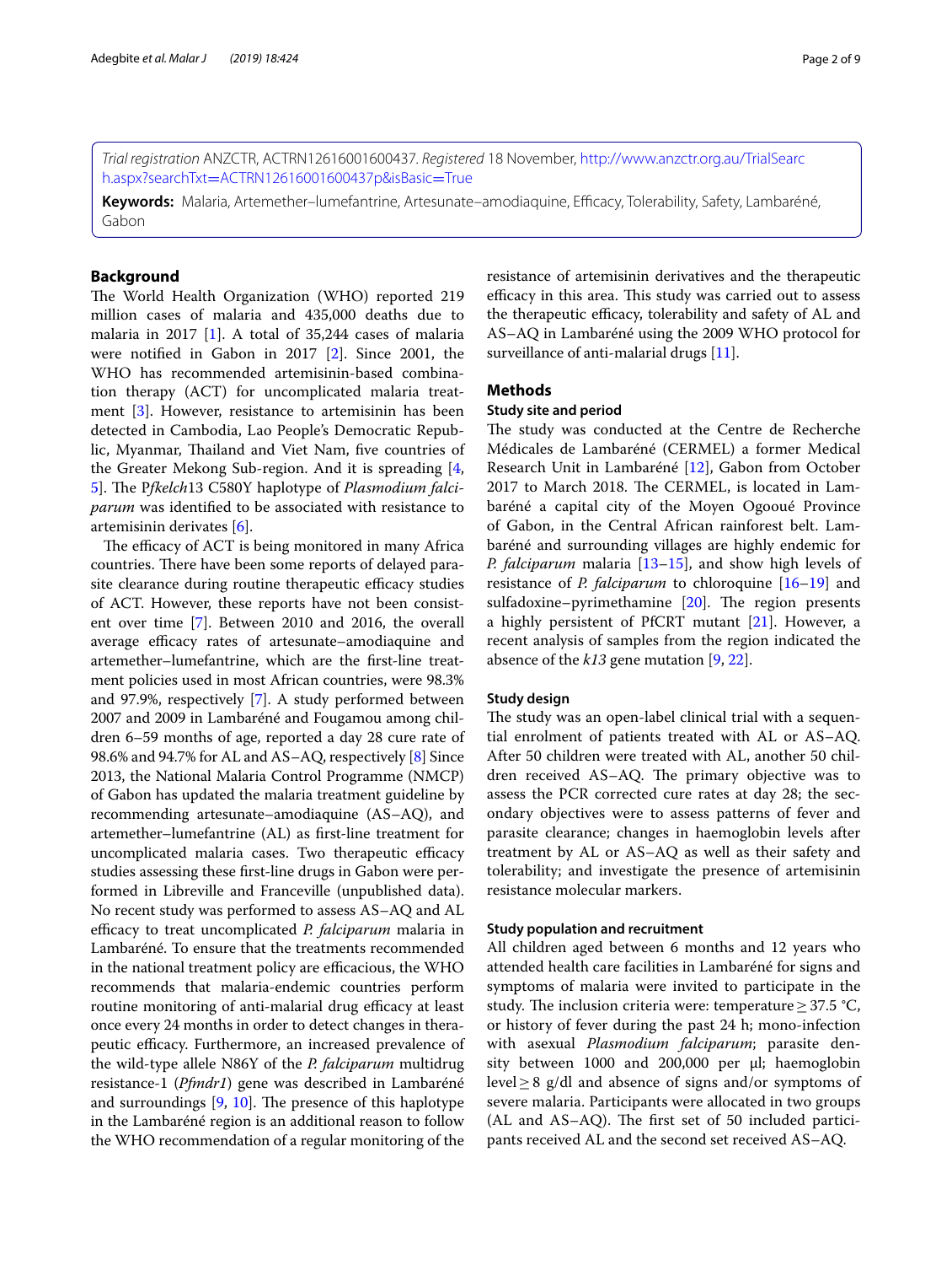*Trial registration* ANZCTR, ACTRN12616001600437. *Registered* 18 November, http://www.anzctr.org.au/TrialSearch.aspx?searchTxt=ACTRN12616001600437p&isBasic=True

**Keywords:** Malaria, Artemether–lumefantrine, Artesunate–amodiaquine, Efficacy, Tolerability, Safety, Lambaréné, Gabon

## Background

The World Health Organization (WHO) reported 219 million cases of malaria and 435,000 deaths due to malaria in 2017 [1]. A total of 35,244 cases of malaria were notified in Gabon in 2017 [2]. Since 2001, the WHO has recommended artemisinin-based combination therapy (ACT) for uncomplicated malaria treatment [3]. However, resistance to artemisinin has been detected in Cambodia, Lao People's Democratic Republic, Myanmar, Thailand and Viet Nam, five countries of the Greater Mekong Sub-region. And it is spreading [4, 5]. The P*fkelch*13 C580Y haplotype of *Plasmodium falciparum* was identified to be associated with resistance to artemisinin derivates [6].

The efficacy of ACT is being monitored in many Africa countries. There have been some reports of delayed parasite clearance during routine therapeutic efficacy studies of ACT. However, these reports have not been consistent over time [7]. Between 2010 and 2016, the overall average efficacy rates of artesunate–amodiaquine and artemether–lumefantrine, which are the first-line treatment policies used in most African countries, were 98.3% and 97.9%, respectively [7]. A study performed between 2007 and 2009 in Lambaréné and Fougamou among children 6–59 months of age, reported a day 28 cure rate of 98.6% and 94.7% for AL and AS–AQ, respectively [8] Since 2013, the National Malaria Control Programme (NMCP) of Gabon has updated the malaria treatment guideline by recommending artesunate–amodiaquine (AS–AQ), and artemether–lumefantrine (AL) as first-line treatment for uncomplicated malaria cases. Two therapeutic efficacy studies assessing these first-line drugs in Gabon were performed in Libreville and Franceville (unpublished data). No recent study was performed to assess AS–AQ and AL efficacy to treat uncomplicated *P. falciparum* malaria in Lambaréné. To ensure that the treatments recommended in the national treatment policy are efficacious, the WHO recommends that malaria-endemic countries perform routine monitoring of anti-malarial drug efficacy at least once every 24 months in order to detect changes in therapeutic efficacy. Furthermore, an increased prevalence of the wild-type allele N86Y of the *P. falciparum* multidrug resistance-1 (*Pfmdr1*) gene was described in Lambaréné and surroundings [9, 10]. The presence of this haplotype in the Lambaréné region is an additional reason to follow the WHO recommendation of a regular monitoring of the resistance of artemisinin derivatives and the therapeutic efficacy in this area. This study was carried out to assess the therapeutic efficacy, tolerability and safety of AL and AS–AQ in Lambaréné using the 2009 WHO protocol for surveillance of anti-malarial drugs [11].

## Methods

### Study site and period

The study was conducted at the Centre de Recherche Médicales de Lambaréné (CERMEL) a former Medical Research Unit in Lambaréné [12], Gabon from October 2017 to March 2018. The CERMEL, is located in Lambaréné a capital city of the Moyen Ogooué Province of Gabon, in the Central African rainforest belt. Lambaréné and surrounding villages are highly endemic for *P. falciparum* malaria [13–15], and show high levels of resistance of *P. falciparum* to chloroquine [16–19] and sulfadoxine–pyrimethamine [20]. The region presents a highly persistent of PfCRT mutant [21]. However, a recent analysis of samples from the region indicated the absence of the *k13* gene mutation [9, 22].

### Study design

The study was an open-label clinical trial with a sequential enrolment of patients treated with AL or AS–AQ. After 50 children were treated with AL, another 50 children received AS–AQ. The primary objective was to assess the PCR corrected cure rates at day 28; the secondary objectives were to assess patterns of fever and parasite clearance; changes in haemoglobin levels after treatment by AL or AS–AQ as well as their safety and tolerability; and investigate the presence of artemisinin resistance molecular markers.

### Study population and recruitment

All children aged between 6 months and 12 years who attended health care facilities in Lambaréné for signs and symptoms of malaria were invited to participate in the study. The inclusion criteria were: temperature ≥ 37.5 °C, or history of fever during the past 24 h; mono-infection with asexual *Plasmodium falciparum*; parasite density between 1000 and 200,000 per µl; haemoglobin level ≥ 8 g/dl and absence of signs and/or symptoms of severe malaria. Participants were allocated in two groups (AL and AS–AQ). The first set of 50 included participants received AL and the second set received AS–AQ.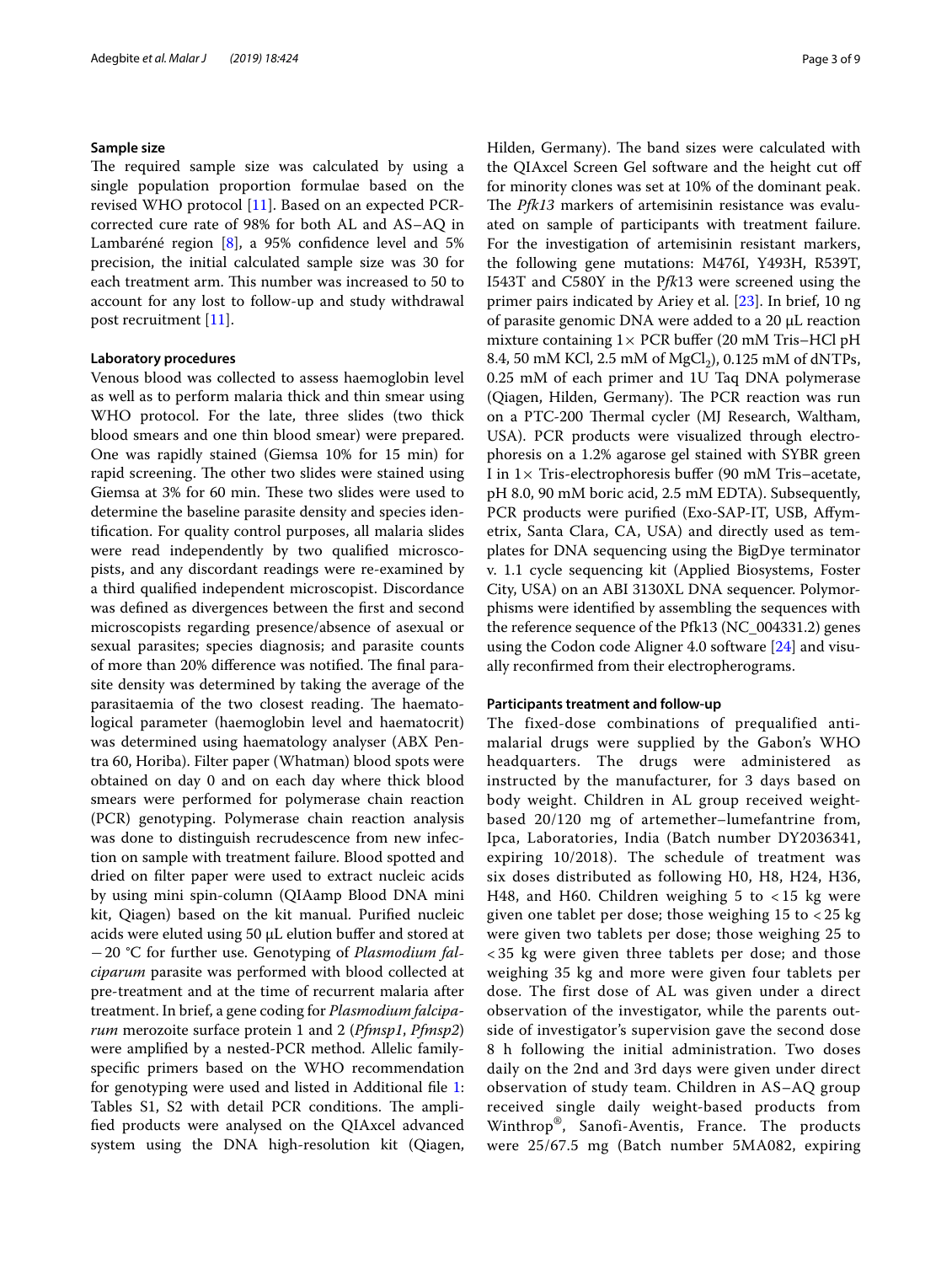### Sample size

The required sample size was calculated by using a single population proportion formulae based on the revised WHO protocol [11]. Based on an expected PCR-corrected cure rate of 98% for both AL and AS–AQ in Lambaréné region [8], a 95% confidence level and 5% precision, the initial calculated sample size was 30 for each treatment arm. This number was increased to 50 to account for any lost to follow-up and study withdrawal post recruitment [11].

### Laboratory procedures

Venous blood was collected to assess haemoglobin level as well as to perform malaria thick and thin smear using WHO protocol. For the late, three slides (two thick blood smears and one thin blood smear) were prepared. One was rapidly stained (Giemsa 10% for 15 min) for rapid screening. The other two slides were stained using Giemsa at 3% for 60 min. These two slides were used to determine the baseline parasite density and species identification. For quality control purposes, all malaria slides were read independently by two qualified microscopists, and any discordant readings were re-examined by a third qualified independent microscopist. Discordance was defined as divergences between the first and second microscopists regarding presence/absence of asexual or sexual parasites; species diagnosis; and parasite counts of more than 20% difference was notified. The final parasite density was determined by taking the average of the parasitaemia of the two closest reading. The haematological parameter (haemoglobin level and haematocrit) was determined using haematology analyser (ABX Pentra 60, Horiba). Filter paper (Whatman) blood spots were obtained on day 0 and on each day where thick blood smears were performed for polymerase chain reaction (PCR) genotyping. Polymerase chain reaction analysis was done to distinguish recrudescence from new infection on sample with treatment failure. Blood spotted and dried on filter paper were used to extract nucleic acids by using mini spin-column (QIAamp Blood DNA mini kit, Qiagen) based on the kit manual. Purified nucleic acids were eluted using 50 µL elution buffer and stored at −20 °C for further use. Genotyping of *Plasmodium falciparum* parasite was performed with blood collected at pre-treatment and at the time of recurrent malaria after treatment. In brief, a gene coding for *Plasmodium falciparum* merozoite surface protein 1 and 2 (*Pfmsp1*, *Pfmsp2*) were amplified by a nested-PCR method. Allelic family-specific primers based on the WHO recommendation for genotyping were used and listed in Additional file 1: Tables S1, S2 with detail PCR conditions. The amplified products were analysed on the QIAxcel advanced system using the DNA high-resolution kit (Qiagen, Hilden, Germany). The band sizes were calculated with the QIAxcel Screen Gel software and the height cut off for minority clones was set at 10% of the dominant peak. The *Pfk13* markers of artemisinin resistance was evaluated on sample of participants with treatment failure. For the investigation of artemisinin resistant markers, the following gene mutations: M476I, Y493H, R539T, I543T and C580Y in the P*fk*13 were screened using the primer pairs indicated by Ariey et al. [23]. In brief, 10 ng of parasite genomic DNA were added to a 20 µL reaction mixture containing 1× PCR buffer (20 mM Tris–HCl pH 8.4, 50 mM KCl, 2.5 mM of $MgCl_2$), 0.125 mM of dNTPs, 0.25 mM of each primer and 1U Taq DNA polymerase (Qiagen, Hilden, Germany). The PCR reaction was run on a PTC-200 Thermal cycler (MJ Research, Waltham, USA). PCR products were visualized through electrophoresis on a 1.2% agarose gel stained with SYBR green I in 1× Tris-electrophoresis buffer (90 mM Tris–acetate, pH 8.0, 90 mM boric acid, 2.5 mM EDTA). Subsequently, PCR products were purified (Exo-SAP-IT, USB, Affymetrix, Santa Clara, CA, USA) and directly used as templates for DNA sequencing using the BigDye terminator v. 1.1 cycle sequencing kit (Applied Biosystems, Foster City, USA) on an ABI 3130XL DNA sequencer. Polymorphisms were identified by assembling the sequences with the reference sequence of the Pfk13 (NC_004331.2) genes using the Codon code Aligner 4.0 software [24] and visually reconfirmed from their electropherograms.

### Participants treatment and follow-up

The fixed-dose combinations of prequalified antimalarial drugs were supplied by the Gabon's WHO headquarters. The drugs were administered as instructed by the manufacturer, for 3 days based on body weight. Children in AL group received weight-based 20/120 mg of artemether–lumefantrine from, Ipca, Laboratories, India (Batch number DY2036341, expiring 10/2018). The schedule of treatment was six doses distributed as following H0, H8, H24, H36, H48, and H60. Children weighing 5 to < 15 kg were given one tablet per dose; those weighing 15 to < 25 kg were given two tablets per dose; those weighing 25 to < 35 kg were given three tablets per dose; and those weighing 35 kg and more were given four tablets per dose. The first dose of AL was given under a direct observation of the investigator, while the parents outside of investigator's supervision gave the second dose 8 h following the initial administration. Two doses daily on the 2nd and 3rd days were given under direct observation of study team. Children in AS–AQ group received single daily weight-based products from Winthrop®, Sanofi-Aventis, France. The products were 25/67.5 mg (Batch number 5MA082, expiring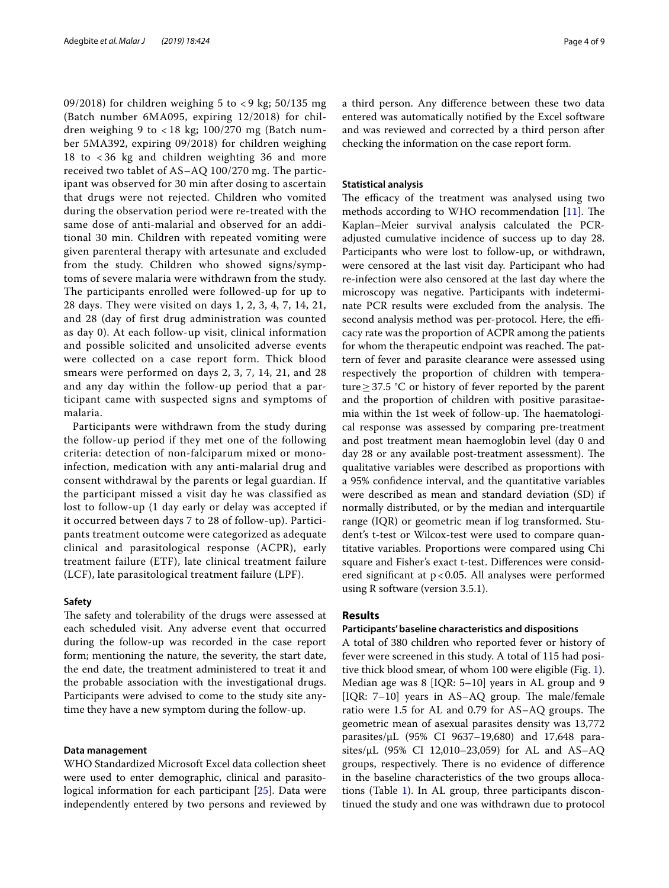09/2018) for children weighing 5 to < 9 kg; 50/135 mg (Batch number 6MA095, expiring 12/2018) for children weighing 9 to < 18 kg; 100/270 mg (Batch number 5MA392, expiring 09/2018) for children weighing 18 to < 36 kg and children weighting 36 and more received two tablet of AS–AQ 100/270 mg. The participant was observed for 30 min after dosing to ascertain that drugs were not rejected. Children who vomited during the observation period were re-treated with the same dose of anti-malarial and observed for an additional 30 min. Children with repeated vomiting were given parenteral therapy with artesunate and excluded from the study. Children who showed signs/symptoms of severe malaria were withdrawn from the study. The participants enrolled were followed-up for up to 28 days. They were visited on days 1, 2, 3, 4, 7, 14, 21, and 28 (day of first drug administration was counted as day 0). At each follow-up visit, clinical information and possible solicited and unsolicited adverse events were collected on a case report form. Thick blood smears were performed on days 2, 3, 7, 14, 21, and 28 and any day within the follow-up period that a participant came with suspected signs and symptoms of malaria.

Participants were withdrawn from the study during the follow-up period if they met one of the following criteria: detection of non-falciparum mixed or mono-infection, medication with any anti-malarial drug and consent withdrawal by the parents or legal guardian. If the participant missed a visit day he was classified as lost to follow-up (1 day early or delay was accepted if it occurred between days 7 to 28 of follow-up). Participants treatment outcome were categorized as adequate clinical and parasitological response (ACPR), early treatment failure (ETF), late clinical treatment failure (LCF), late parasitological treatment failure (LPF).

### Safety

The safety and tolerability of the drugs were assessed at each scheduled visit. Any adverse event that occurred during the follow-up was recorded in the case report form; mentioning the nature, the severity, the start date, the end date, the treatment administered to treat it and the probable association with the investigational drugs. Participants were advised to come to the study site anytime they have a new symptom during the follow-up.

### Data management

WHO Standardized Microsoft Excel data collection sheet were used to enter demographic, clinical and parasitological information for each participant [25]. Data were independently entered by two persons and reviewed by a third person. Any difference between these two data entered was automatically notified by the Excel software and was reviewed and corrected by a third person after checking the information on the case report form.

### Statistical analysis

The efficacy of the treatment was analysed using two methods according to WHO recommendation [11]. The Kaplan–Meier survival analysis calculated the PCR-adjusted cumulative incidence of success up to day 28. Participants who were lost to follow-up, or withdrawn, were censored at the last visit day. Participant who had re-infection were also censored at the last day where the microscopy was negative. Participants with indeterminate PCR results were excluded from the analysis. The second analysis method was per-protocol. Here, the efficacy rate was the proportion of ACPR among the patients for whom the therapeutic endpoint was reached. The pattern of fever and parasite clearance were assessed using respectively the proportion of children with temperature ≥ 37.5 °C or history of fever reported by the parent and the proportion of children with positive parasitaemia within the 1st week of follow-up. The haematological response was assessed by comparing pre-treatment and post treatment mean haemoglobin level (day 0 and day 28 or any available post-treatment assessment). The qualitative variables were described as proportions with a 95% confidence interval, and the quantitative variables were described as mean and standard deviation (SD) if normally distributed, or by the median and interquartile range (IQR) or geometric mean if log transformed. Student's t-test or Wilcox-test were used to compare quantitative variables. Proportions were compared using Chi square and Fisher's exact t-test. Differences were considered significant at $p < 0.05$. All analyses were performed using R software (version 3.5.1).

## Results

### Participants' baseline characteristics and dispositions

A total of 380 children who reported fever or history of fever were screened in this study. A total of 115 had positive thick blood smear, of whom 100 were eligible (Fig. 1). Median age was 8 [IQR: 5–10] years in AL group and 9 [IQR: 7–10] years in AS–AQ group. The male/female ratio were 1.5 for AL and 0.79 for AS–AQ groups. The geometric mean of asexual parasites density was 13,772 parasites/μL (95% CI 9637–19,680) and 17,648 parasites/μL (95% CI 12,010–23,059) for AL and AS–AQ groups, respectively. There is no evidence of difference in the baseline characteristics of the two groups allocations (Table 1). In AL group, three participants discontinued the study and one was withdrawn due to protocol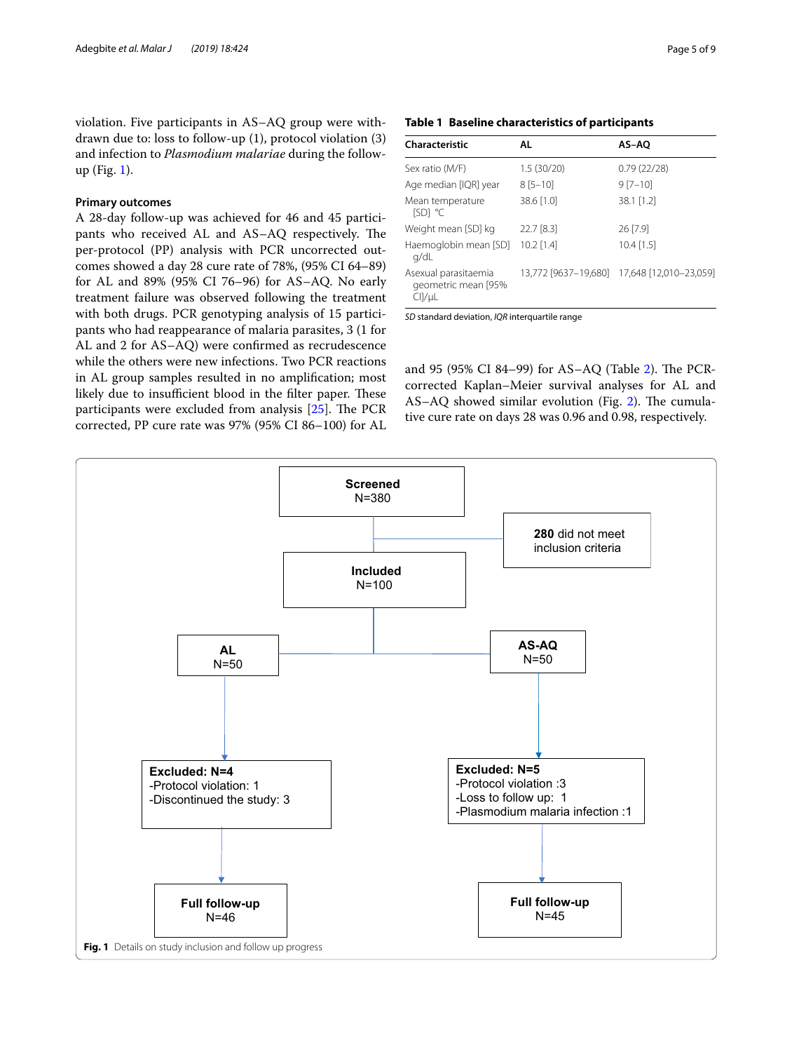violation. Five participants in AS–AQ group were withdrawn due to: loss to follow-up (1), protocol violation (3) and infection to *Plasmodium malariae* during the follow-up (Fig. 1).

### Primary outcomes

A 28-day follow-up was achieved for 46 and 45 participants who received AL and AS–AQ respectively. The per-protocol (PP) analysis with PCR uncorrected outcomes showed a day 28 cure rate of 78%, (95% CI 64–89) for AL and 89% (95% CI 76–96) for AS–AQ. No early treatment failure was observed following the treatment with both drugs. PCR genotyping analysis of 15 participants who had reappearance of malaria parasites, 3 (1 for AL and 2 for AS–AQ) were confirmed as recrudescence while the others were new infections. Two PCR reactions in AL group samples resulted in no amplification; most likely due to insufficient blood in the filter paper. These participants were excluded from analysis [25]. The PCR corrected, PP cure rate was 97% (95% CI 86–100) for AL and 95 (95% CI 84–99) for AS–AQ (Table 2). The PCR-corrected Kaplan–Meier survival analyses for AL and AS–AQ showed similar evolution (Fig. 2). The cumulative cure rate on days 28 was 0.96 and 0.98, respectively.

**Table 1 Baseline characteristics of participants**

| Characteristic | AL | AS–AQ |
|---|---|---|
| Sex ratio (M/F) | 1.5 (30/20) | 0.79 (22/28) |
| Age median [IQR] year | 8 [5–10] | 9 [7–10] |
| Mean temperature [SD] °C | 38.6 [1.0] | 38.1 [1.2] |
| Weight mean [SD] kg | 22.7 [8.3] | 26 [7.9] |
| Haemoglobin mean [SD] g/dL | 10.2 [1.4] | 10.4 [1.5] |
| Asexual parasitaemia geometric mean [95% CI]/μL | 13,772 [9637–19,680] | 17,648 [12,010–23,059] |

*SD* standard deviation, *IQR* interquartile range

Screened N=380
280 did not meet inclusion criteria
Included N=100
AL N=50 | AS-AQ N=50
Excluded: N=4
-Protocol violation: 1
-Discontinued the study: 3
Excluded: N=5
-Protocol violation :3
-Loss to follow up: 1
-Plasmodium malaria infection :1
Full follow-up N=46 | Full follow-up N=45

**Fig. 1** Details on study inclusion and follow up progress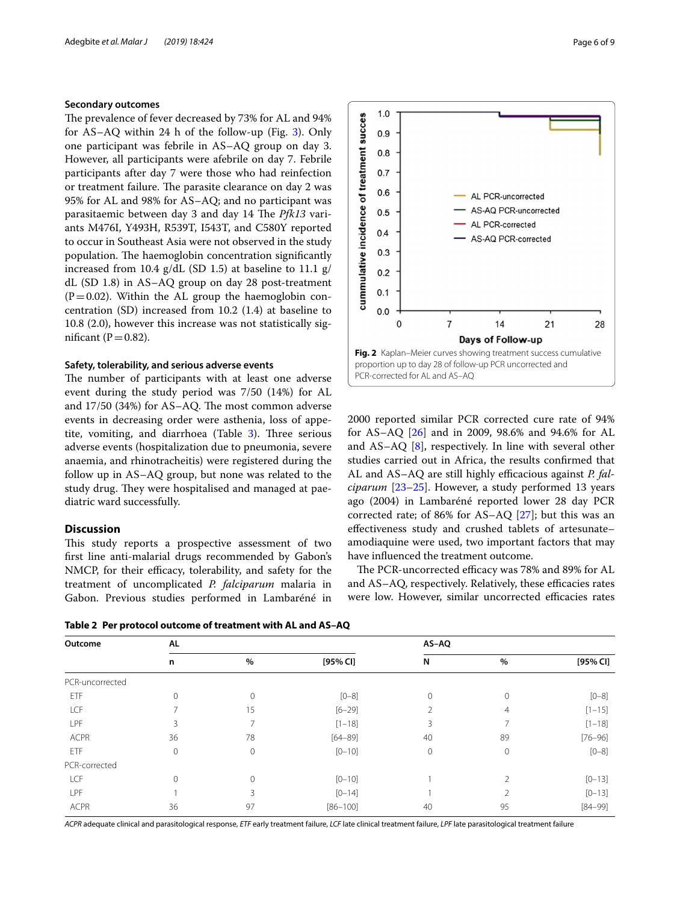### Secondary outcomes

The prevalence of fever decreased by 73% for AL and 94% for AS–AQ within 24 h of the follow-up (Fig. 3). Only one participant was febrile in AS–AQ group on day 3. However, all participants were afebrile on day 7. Febrile participants after day 7 were those who had reinfection or treatment failure. The parasite clearance on day 2 was 95% for AL and 98% for AS–AQ; and no participant was parasitaemic between day 3 and day 14 The *Pfk13* variants M476I, Y493H, R539T, I543T, and C580Y reported to occur in Southeast Asia were not observed in the study population. The haemoglobin concentration significantly increased from 10.4 g/dL (SD 1.5) at baseline to 11.1 g/dL (SD 1.8) in AS–AQ group on day 28 post-treatment (P = 0.02). Within the AL group the haemoglobin concentration (SD) increased from 10.2 (1.4) at baseline to 10.8 (2.0), however this increase was not statistically significant (P = 0.82).

### Safety, tolerability, and serious adverse events

The number of participants with at least one adverse event during the study period was 7/50 (14%) for AL and 17/50 (34%) for AS–AQ. The most common adverse events in decreasing order were asthenia, loss of appetite, vomiting, and diarrhoea (Table 3). Three serious adverse events (hospitalization due to pneumonia, severe anaemia, and rhinotracheitis) were registered during the follow up in AS–AQ group, but none was related to the study drug. They were hospitalised and managed at paediatric ward successfully.

## Discussion

This study reports a prospective assessment of two first line anti-malarial drugs recommended by Gabon's NMCP, for their efficacy, tolerability, and safety for the treatment of uncomplicated *P. falciparum* malaria in Gabon. Previous studies performed in Lambaréné in 2000 reported similar PCR corrected cure rate of 94% for AS–AQ [26] and in 2009, 98.6% and 94.6% for AL and AS–AQ [8], respectively. In line with several other studies carried out in Africa, the results confirmed that AL and AS–AQ are still highly efficacious against *P. falciparum* [23–25]. However, a study performed 13 years ago (2004) in Lambaréné reported lower 28 day PCR corrected rate; of 86% for AS–AQ [27]; but this was an effectiveness study and crushed tablets of artesunate–amodiaquine were used, two important factors that may have influenced the treatment outcome.

The PCR-uncorrected efficacy was 78% and 89% for AL and AS–AQ, respectively. Relatively, these efficacies rates were low. However, similar uncorrected efficacies rates

**Fig. 2** Kaplan–Meier curves showing treatment success cumulative proportion up to day 28 of follow-up PCR uncorrected and PCR-corrected for AL and AS–AQ

**Table 2 Per protocol outcome of treatment with AL and AS–AQ**

| Outcome | AL | | | AS–AQ | | |
|---|---|---|---|---|---|---|
| | n | % | [95% CI] | N | % | [95% CI] |
| PCR-uncorrected | | | | | | |
| ETF | 0 | 0 | [0–8] | 0 | 0 | [0–8] |
| LCF | 7 | 15 | [6–29] | 2 | 4 | [1–15] |
| LPF | 3 | 7 | [1–18] | 3 | 7 | [1–18] |
| ACPR | 36 | 78 | [64–89] | 40 | 89 | [76–96] |
| ETF | 0 | 0 | [0–10] | 0 | 0 | [0–8] |
| PCR-corrected | | | | | | |
| LCF | 0 | 0 | [0–10] | 1 | 2 | [0–13] |
| LPF | 1 | 3 | [0–14] | 1 | 2 | [0–13] |
| ACPR | 36 | 97 | [86–100] | 40 | 95 | [84–99] |

*ACPR* adequate clinical and parasitological response, *ETF* early treatment failure, *LCF* late clinical treatment failure, *LPF* late parasitological treatment failure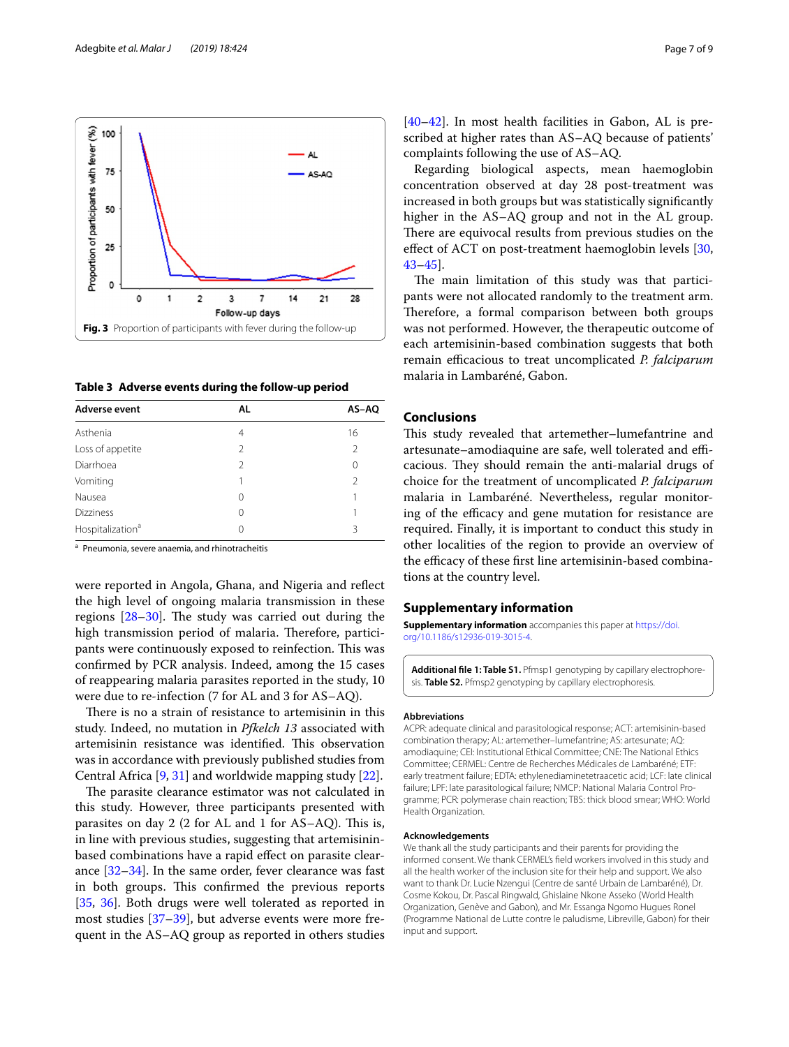Fig. 3 Proportion of participants with fever during the follow-up

**Table 3 Adverse events during the follow-up period**

| Adverse event | AL | AS–AQ |
|---|---|---|
| Asthenia | 4 | 16 |
| Loss of appetite | 2 | 2 |
| Diarrhoea | 2 | 0 |
| Vomiting | 1 | 2 |
| Nausea | 0 | 1 |
| Dizziness | 0 | 1 |
| Hospitalization[a] | 0 | 3 |

[a] Pneumonia, severe anaemia, and rhinotracheitis

were reported in Angola, Ghana, and Nigeria and reflect the high level of ongoing malaria transmission in these regions [28–30]. The study was carried out during the high transmission period of malaria. Therefore, participants were continuously exposed to reinfection. This was confirmed by PCR analysis. Indeed, among the 15 cases of reappearing malaria parasites reported in the study, 10 were due to re-infection (7 for AL and 3 for AS–AQ).

There is no a strain of resistance to artemisinin in this study. Indeed, no mutation in *Pfkelch 13* associated with artemisinin resistance was identified. This observation was in accordance with previously published studies from Central Africa [9, 31] and worldwide mapping study [22].

The parasite clearance estimator was not calculated in this study. However, three participants presented with parasites on day 2 (2 for AL and 1 for AS–AQ). This is, in line with previous studies, suggesting that artemisinin-based combinations have a rapid effect on parasite clearance [32–34]. In the same order, fever clearance was fast in both groups. This confirmed the previous reports [35, 36]. Both drugs were well tolerated as reported in most studies [37–39], but adverse events were more frequent in the AS–AQ group as reported in others studies [40–42]. In most health facilities in Gabon, AL is prescribed at higher rates than AS–AQ because of patients' complaints following the use of AS–AQ.

Regarding biological aspects, mean haemoglobin concentration observed at day 28 post-treatment was increased in both groups but was statistically significantly higher in the AS–AQ group and not in the AL group. There are equivocal results from previous studies on the effect of ACT on post-treatment haemoglobin levels [30, 43–45].

The main limitation of this study was that participants were not allocated randomly to the treatment arm. Therefore, a formal comparison between both groups was not performed. However, the therapeutic outcome of each artemisinin-based combination suggests that both remain efficacious to treat uncomplicated *P. falciparum* malaria in Lambaréné, Gabon.

## Conclusions

This study revealed that artemether–lumefantrine and artesunate–amodiaquine are safe, well tolerated and efficacious. They should remain the anti-malarial drugs of choice for the treatment of uncomplicated *P. falciparum* malaria in Lambaréné. Nevertheless, regular monitoring of the efficacy and gene mutation for resistance are required. Finally, it is important to conduct this study in other localities of the region to provide an overview of the efficacy of these first line artemisinin-based combinations at the country level.

## Supplementary information

**Supplementary information** accompanies this paper at https://doi.org/10.1186/s12936-019-3015-4.

**Additional file 1: Table S1.** Pfmsp1 genotyping by capillary electrophoresis. **Table S2.** Pfmsp2 genotyping by capillary electrophoresis.

### Abbreviations

ACPR: adequate clinical and parasitological response; ACT: artemisinin-based combination therapy; AL: artemether–lumefantrine; AS: artesunate; AQ: amodiaquine; CEI: Institutional Ethical Committee; CNE: The National Ethics Committee; CERMEL: Centre de Recherches Médicales de Lambaréné; ETF: early treatment failure; EDTA: ethylenediaminetetraacetic acid; LCF: late clinical failure; LPF: late parasitological failure; NMCP: National Malaria Control Programme; PCR: polymerase chain reaction; TBS: thick blood smear; WHO: World Health Organization.

### Acknowledgements

We thank all the study participants and their parents for providing the informed consent. We thank CERMEL's field workers involved in this study and all the health worker of the inclusion site for their help and support. We also want to thank Dr. Lucie Nzengui (Centre de santé Urbain de Lambaréné), Dr. Cosme Kokou, Dr. Pascal Ringwald, Ghislaine Nkone Asseko (World Health Organization, Genève and Gabon), and Mr. Essanga Ngomo Hugues Ronel (Programme National de Lutte contre le paludisme, Libreville, Gabon) for their input and support.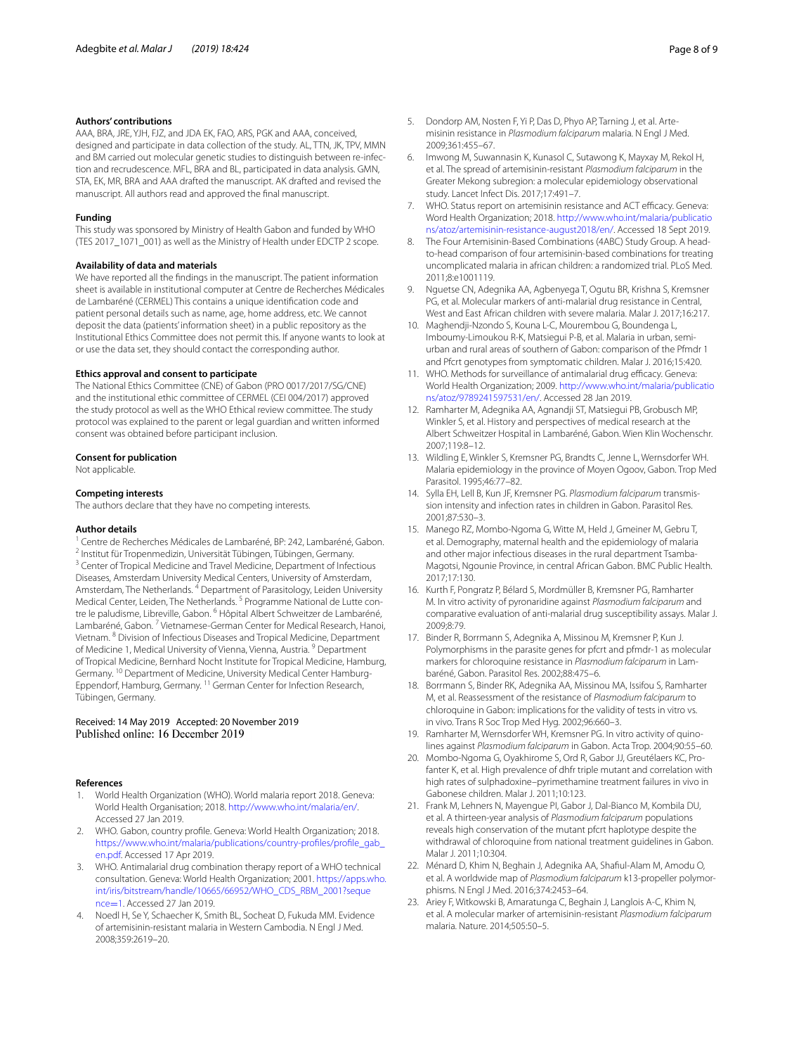#### Authors' contributions

AAA, BRA, JRE, YJH, FJZ, and JDA EK, FAO, ARS, PGK and AAA, conceived, designed and participate in data collection of the study. AL, TTN, JK, TPV, MMN and BM carried out molecular genetic studies to distinguish between re-infection and recrudescence. MFL, BRA and BL, participated in data analysis. GMN, STA, EK, MR, BRA and AAA drafted the manuscript. AK drafted and revised the manuscript. All authors read and approved the final manuscript.

#### Funding

This study was sponsored by Ministry of Health Gabon and funded by WHO (TES 2017_1071_001) as well as the Ministry of Health under EDCTP 2 scope.

#### Availability of data and materials

We have reported all the findings in the manuscript. The patient information sheet is available in institutional computer at Centre de Recherches Médicales de Lambaréné (CERMEL) This contains a unique identification code and patient personal details such as name, age, home address, etc. We cannot deposit the data (patients' information sheet) in a public repository as the Institutional Ethics Committee does not permit this. If anyone wants to look at or use the data set, they should contact the corresponding author.

#### Ethics approval and consent to participate

The National Ethics Committee (CNE) of Gabon (PRO 0017/2017/SG/CNE) and the institutional ethic committee of CERMEL (CEI 004/2017) approved the study protocol as well as the WHO Ethical review committee. The study protocol was explained to the parent or legal guardian and written informed consent was obtained before participant inclusion.

#### Consent for publication

Not applicable.

#### Competing interests

The authors declare that they have no competing interests.

#### Author details

[1] Centre de Recherches Médicales de Lambaréné, BP: 242, Lambaréné, Gabon. [2] Institut für Tropenmedizin, Universität Tübingen, Tübingen, Germany. [3] Center of Tropical Medicine and Travel Medicine, Department of Infectious Diseases, Amsterdam University Medical Centers, University of Amsterdam, Amsterdam, The Netherlands. [4] Department of Parasitology, Leiden University Medical Center, Leiden, The Netherlands. [5] Programme National de Lutte contre le paludisme, Libreville, Gabon. [6] Hôpital Albert Schweitzer de Lambaréné, Lambaréné, Gabon. [7] Vietnamese-German Center for Medical Research, Hanoi, Vietnam. [8] Division of Infectious Diseases and Tropical Medicine, Department of Medicine 1, Medical University of Vienna, Vienna, Austria. [9] Department of Tropical Medicine, Bernhard Nocht Institute for Tropical Medicine, Hamburg, Germany. [10] Department of Medicine, University Medical Center Hamburg-Eppendorf, Hamburg, Germany. [11] German Center for Infection Research, Tübingen, Germany.

Received: 14 May 2019 Accepted: 20 November 2019
Published online: 16 December 2019

#### References

1. World Health Organization (WHO). World malaria report 2018. Geneva: World Health Organisation; 2018. http://www.who.int/malaria/en/. Accessed 27 Jan 2019.
2. WHO. Gabon, country profile. Geneva: World Health Organization; 2018. https://www.who.int/malaria/publications/country-profiles/profile_gab_en.pdf. Accessed 17 Apr 2019.
3. WHO. Antimalarial drug combination therapy report of a WHO technical consultation. Geneva: World Health Organization; 2001. https://apps.who.int/iris/bitstream/handle/10665/66952/WHO_CDS_RBM_2001?sequence=1. Accessed 27 Jan 2019.
4. Noedl H, Se Y, Schaecher K, Smith BL, Socheat D, Fukuda MM. Evidence of artemisinin-resistant malaria in Western Cambodia. N Engl J Med. 2008;359:2619–20.
5. Dondorp AM, Nosten F, Yi P, Das D, Phyo AP, Tarning J, et al. Artemisinin resistance in *Plasmodium falciparum* malaria. N Engl J Med. 2009;361:455–67.
6. Imwong M, Suwannasin K, Kunasol C, Sutawong K, Mayxay M, Rekol H, et al. The spread of artemisinin-resistant *Plasmodium falciparum* in the Greater Mekong subregion: a molecular epidemiology observational study. Lancet Infect Dis. 2017;17:491–7.
7. WHO. Status report on artemisinin resistance and ACT efficacy. Geneva: Word Health Organization; 2018. http://www.who.int/malaria/publications/atoz/artemisinin-resistance-august2018/en/. Accessed 18 Sept 2019.
8. The Four Artemisinin-Based Combinations (4ABC) Study Group. A head-to-head comparison of four artemisinin-based combinations for treating uncomplicated malaria in african children: a randomized trial. PLoS Med. 2011;8:e1001119.
9. Nguetse CN, Adegnika AA, Agbenyega T, Ogutu BR, Krishna S, Kremsner PG, et al. Molecular markers of anti-malarial drug resistance in Central, West and East African children with severe malaria. Malar J. 2017;16:217.
10. Maghendji-Nzondo S, Kouna L-C, Mourembou G, Boundenga L, Imboumy-Limoukou R-K, Matsiegui P-B, et al. Malaria in urban, semi-urban and rural areas of southern of Gabon: comparison of the Pfmdr 1 and Pfcrt genotypes from symptomatic children. Malar J. 2016;15:420.
11. WHO. Methods for surveillance of antimalarial drug efficacy. Geneva: World Health Organization; 2009. http://www.who.int/malaria/publications/atoz/9789241597531/en/. Accessed 28 Jan 2019.
12. Ramharter M, Adegnika AA, Agnandji ST, Matsiegui PB, Grobusch MP, Winkler S, et al. History and perspectives of medical research at the Albert Schweitzer Hospital in Lambaréné, Gabon. Wien Klin Wochenschr. 2007;119:8–12.
13. Wildling E, Winkler S, Kremsner PG, Brandts C, Jenne L, Wernsdorfer WH. Malaria epidemiology in the province of Moyen Ogoov, Gabon. Trop Med Parasitol. 1995;46:77–82.
14. Sylla EH, Lell B, Kun JF, Kremsner PG. *Plasmodium falciparum* transmission intensity and infection rates in children in Gabon. Parasitol Res. 2001;87:530–3.
15. Manego RZ, Mombo-Ngoma G, Witte M, Held J, Gmeiner M, Gebru T, et al. Demography, maternal health and the epidemiology of malaria and other major infectious diseases in the rural department Tsamba-Magotsi, Ngounie Province, in central African Gabon. BMC Public Health. 2017;17:130.
16. Kurth F, Pongratz P, Bélard S, Mordmüller B, Kremsner PG, Ramharter M. In vitro activity of pyronaridine against *Plasmodium falciparum* and comparative evaluation of anti-malarial drug susceptibility assays. Malar J. 2009;8:79.
17. Binder R, Borrmann S, Adegnika A, Missinou M, Kremsner P, Kun J. Polymorphisms in the parasite genes for pfcrt and pfmdr-1 as molecular markers for chloroquine resistance in *Plasmodium falciparum* in Lambaréné, Gabon. Parasitol Res. 2002;88:475–6.
18. Borrmann S, Binder RK, Adegnika AA, Missinou MA, Issifou S, Ramharter M, et al. Reassessment of the resistance of *Plasmodium falciparum* to chloroquine in Gabon: implications for the validity of tests in vitro vs. in vivo. Trans R Soc Trop Med Hyg. 2002;96:660–3.
19. Ramharter M, Wernsdorfer WH, Kremsner PG. In vitro activity of quinolines against *Plasmodium falciparum* in Gabon. Acta Trop. 2004;90:55–60.
20. Mombo-Ngoma G, Oyakhirome S, Ord R, Gabor JJ, Greutélaers KC, Profanter K, et al. High prevalence of dhfr triple mutant and correlation with high rates of sulphadoxine–pyrimethamine treatment failures in vivo in Gabonese children. Malar J. 2011;10:123.
21. Frank M, Lehners N, Mayengue PI, Gabor J, Dal-Bianco M, Kombila DU, et al. A thirteen-year analysis of *Plasmodium falciparum* populations reveals high conservation of the mutant pfcrt haplotype despite the withdrawal of chloroquine from national treatment guidelines in Gabon. Malar J. 2011;10:304.
22. Ménard D, Khim N, Beghain J, Adegnika AA, Shafiul-Alam M, Amodu O, et al. A worldwide map of *Plasmodium falciparum* k13-propeller polymorphisms. N Engl J Med. 2016;374:2453–64.
23. Ariey F, Witkowski B, Amaratunga C, Beghain J, Langlois A-C, Khim N, et al. A molecular marker of artemisinin-resistant *Plasmodium falciparum* malaria. Nature. 2014;505:50–5.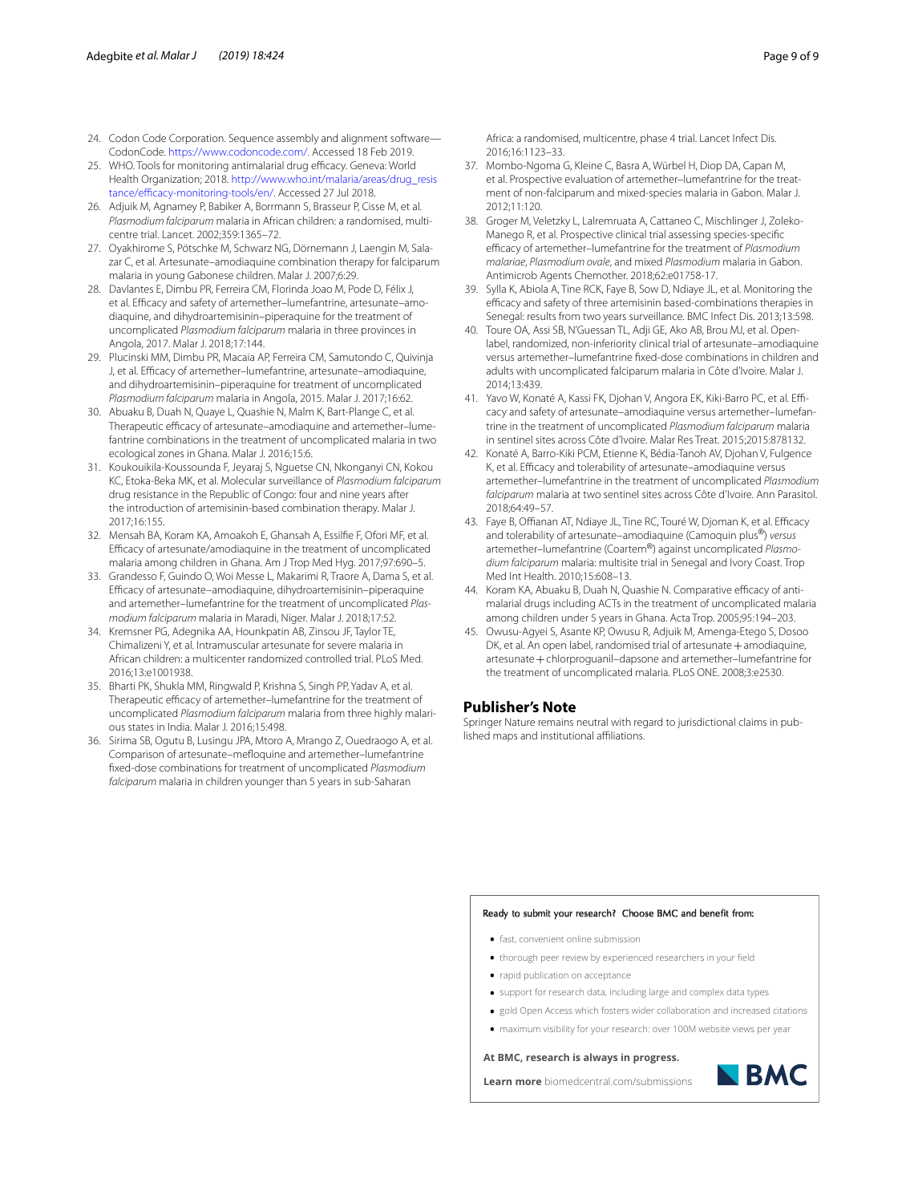24. Codon Code Corporation. Sequence assembly and alignment software—CodonCode. https://www.codoncode.com/. Accessed 18 Feb 2019.
25. WHO. Tools for monitoring antimalarial drug efficacy. Geneva: World Health Organization; 2018. http://www.who.int/malaria/areas/drug_resistance/efficacy-monitoring-tools/en/. Accessed 27 Jul 2018.
26. Adjuik M, Agnamey P, Babiker A, Borrmann S, Brasseur P, Cisse M, et al. *Plasmodium falciparum* malaria in African children: a randomised, multicentre trial. Lancet. 2002;359:1365–72.
27. Oyakhirome S, Pötschke M, Schwarz NG, Dörnemann J, Laengin M, Salazar C, et al. Artesunate–amodiaquine combination therapy for falciparum malaria in young Gabonese children. Malar J. 2007;6:29.
28. Davlantes E, Dimbu PR, Ferreira CM, Florinda Joao M, Pode D, Félix J, et al. Efficacy and safety of artemether–lumefantrine, artesunate–amodiaquine, and dihydroartemisinin–piperaquine for the treatment of uncomplicated *Plasmodium falciparum* malaria in three provinces in Angola, 2017. Malar J. 2018;17:144.
29. Plucinski MM, Dimbu PR, Macaia AP, Ferreira CM, Samutondo C, Quivinja J, et al. Efficacy of artemether–lumefantrine, artesunate–amodiaquine, and dihydroartemisinin–piperaquine for treatment of uncomplicated *Plasmodium falciparum* malaria in Angola, 2015. Malar J. 2017;16:62.
30. Abuaku B, Duah N, Quaye L, Quashie N, Malm K, Bart-Plange C, et al. Therapeutic efficacy of artesunate–amodiaquine and artemether–lumefantrine combinations in the treatment of uncomplicated malaria in two ecological zones in Ghana. Malar J. 2016;15:6.
31. Koukouikila-Koussounda F, Jeyaraj S, Nguetse CN, Nkonganyi CN, Kokou KC, Etoka-Beka MK, et al. Molecular surveillance of *Plasmodium falciparum* drug resistance in the Republic of Congo: four and nine years after the introduction of artemisinin-based combination therapy. Malar J. 2017;16:155.
32. Mensah BA, Koram KA, Amoakoh E, Ghansah A, Essilfie F, Ofori MF, et al. Efficacy of artesunate/amodiaquine in the treatment of uncomplicated malaria among children in Ghana. Am J Trop Med Hyg. 2017;97:690–5.
33. Grandesso F, Guindo O, Woi Messe L, Makarimi R, Traore A, Dama S, et al. Efficacy of artesunate–amodiaquine, dihydroartemisinin–piperaquine and artemether–lumefantrine for the treatment of uncomplicated *Plasmodium falciparum* malaria in Maradi, Niger. Malar J. 2018;17:52.
34. Kremsner PG, Adegnika AA, Hounkpatin AB, Zinsou JF, Taylor TE, Chimalizeni Y, et al. Intramuscular artesunate for severe malaria in African children: a multicenter randomized controlled trial. PLoS Med. 2016;13:e1001938.
35. Bharti PK, Shukla MM, Ringwald P, Krishna S, Singh PP, Yadav A, et al. Therapeutic efficacy of artemether–lumefantrine for the treatment of uncomplicated *Plasmodium falciparum* malaria from three highly malarious states in India. Malar J. 2016;15:498.
36. Sirima SB, Ogutu B, Lusingu JPA, Mtoro A, Mrango Z, Ouedraogo A, et al. Comparison of artesunate–mefloquine and artemether–lumefantrine fixed-dose combinations for treatment of uncomplicated *Plasmodium falciparum* malaria in children younger than 5 years in sub-Saharan Africa: a randomised, multicentre, phase 4 trial. Lancet Infect Dis. 2016;16:1123–33.
37. Mombo-Ngoma G, Kleine C, Basra A, Würbel H, Diop DA, Capan M, et al. Prospective evaluation of artemether–lumefantrine for the treatment of non-falciparum and mixed-species malaria in Gabon. Malar J. 2012;11:120.
38. Groger M, Veletzky L, Lalremruata A, Cattaneo C, Mischlinger J, Zoleko-Manego R, et al. Prospective clinical trial assessing species-specific efficacy of artemether–lumefantrine for the treatment of *Plasmodium malariae*, *Plasmodium ovale*, and mixed *Plasmodium* malaria in Gabon. Antimicrob Agents Chemother. 2018;62:e01758-17.
39. Sylla K, Abiola A, Tine RCK, Faye B, Sow D, Ndiaye JL, et al. Monitoring the efficacy and safety of three artemisinin based-combinations therapies in Senegal: results from two years surveillance. BMC Infect Dis. 2013;13:598.
40. Toure OA, Assi SB, N'Guessan TL, Adji GE, Ako AB, Brou MJ, et al. Open-label, randomized, non-inferiority clinical trial of artesunate–amodiaquine versus artemether–lumefantrine fixed-dose combinations in children and adults with uncomplicated falciparum malaria in Côte d'Ivoire. Malar J. 2014;13:439.
41. Yavo W, Konaté A, Kassi FK, Djohan V, Angora EK, Kiki-Barro PC, et al. Efficacy and safety of artesunate–amodiaquine versus artemether–lumefantrine in the treatment of uncomplicated *Plasmodium falciparum* malaria in sentinel sites across Côte d'Ivoire. Malar Res Treat. 2015;2015:878132.
42. Konaté A, Barro-Kiki PCM, Etienne K, Bédia-Tanoh AV, Djohan V, Fulgence K, et al. Efficacy and tolerability of artesunate–amodiaquine versus artemether–lumefantrine in the treatment of uncomplicated *Plasmodium falciparum* malaria at two sentinel sites across Côte d'Ivoire. Ann Parasitol. 2018;64:49–57.
43. Faye B, Offianan AT, Ndiaye JL, Tine RC, Touré W, Djoman K, et al. Efficacy and tolerability of artesunate–amodiaquine (Camoquin plus®) *versus* artemether–lumefantrine (Coartem®) against uncomplicated *Plasmodium falciparum* malaria: multisite trial in Senegal and Ivory Coast. Trop Med Int Health. 2010;15:608–13.
44. Koram KA, Abuaku B, Duah N, Quashie N. Comparative efficacy of antimalarial drugs including ACTs in the treatment of uncomplicated malaria among children under 5 years in Ghana. Acta Trop. 2005;95:194–203.
45. Owusu-Agyei S, Asante KP, Owusu R, Adjuik M, Amenga-Etego S, Dosoo DK, et al. An open label, randomised trial of artesunate + amodiaquine, artesunate + chlorproguanil–dapsone and artemether–lumefantrine for the treatment of uncomplicated malaria. PLoS ONE. 2008;3:e2530.

## Publisher's Note

Springer Nature remains neutral with regard to jurisdictional claims in published maps and institutional affiliations.

Ready to submit your research? Choose BMC and benefit from:

- fast, convenient online submission
- thorough peer review by experienced researchers in your field
- rapid publication on acceptance
- support for research data, including large and complex data types
- gold Open Access which fosters wider collaboration and increased citations
- maximum visibility for your research: over 100M website views per year

**At BMC, research is always in progress.**

**Learn more** biomedcentral.com/submissions

BMC